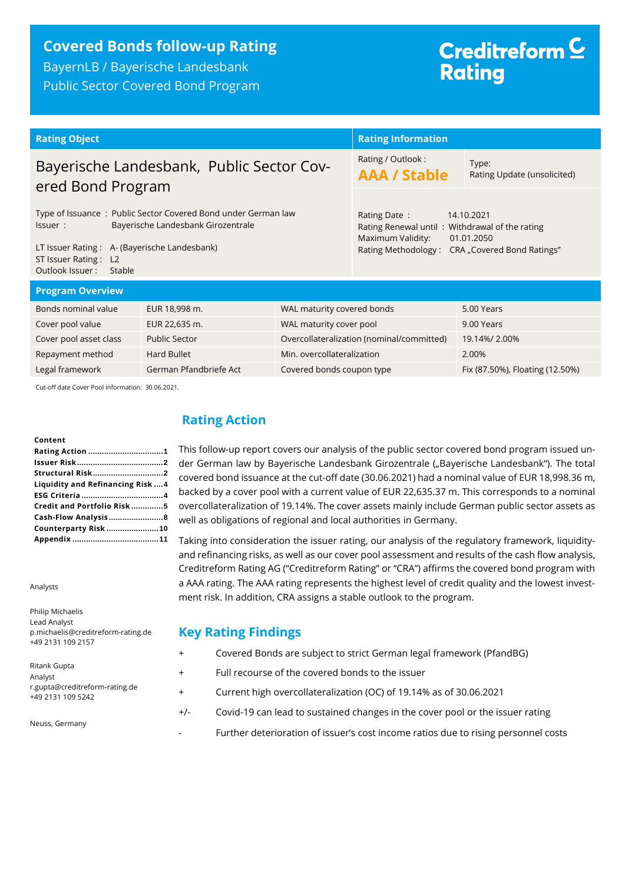# Covered Bonds follow-up Rating

BayernLB / Bayerische Landesbank
Public Sector Covered Bond Program

Creditreform Rating

| Rating Object | Rating Information | |
|---|---|---|
| **Bayerische Landesbank, Public Sector Covered Bond Program** | Rating / Outlook : **AAA / Stable** | Type: Rating Update (unsolicited) |
| Type of Issuance : Public Sector Covered Bond under German law<br>Issuer : Bayerische Landesbank Girozentrale<br><br>LT Issuer Rating : A- (Bayerische Landesbank)<br>ST Issuer Rating : L2<br>Outlook Issuer : Stable | Rating Date : 14.10.2021<br>Rating Renewal until : Withdrawal of the rating<br>Maximum Validity: 01.01.2050<br>Rating Methodology : CRA „Covered Bond Ratings" | |

## Program Overview

| | | | |
|---|---|---|---|
| Bonds nominal value | EUR 18,998 m. | WAL maturity covered bonds | 5.00 Years |
| Cover pool value | EUR 22,635 m. | WAL maturity cover pool | 9.00 Years |
| Cover pool asset class | Public Sector | Overcollateralization (nominal/committed) | 19.14%/ 2.00% |
| Repayment method | Hard Bullet | Min. overcollateralization | 2.00% |
| Legal framework | German Pfandbriefe Act | Covered bonds coupon type | Fix (87.50%), Floating (12.50%) |

Cut-off date Cover Pool information: 30.06.2021.

**Content**

- Rating Action ....1
- Issuer Risk ....2
- Structural Risk ....2
- Liquidity and Refinancing Risk ....4
- ESG Criteria ....4
- Credit and Portfolio Risk ....5
- Cash-Flow Analysis ....8
- Counterparty Risk ....10
- Appendix ....11

Analysts

Philip Michaelis
Lead Analyst
p.michaelis@creditreform-rating.de
+49 2131 109 2157

Ritank Gupta
Analyst
r.gupta@creditreform-rating.de
+49 2131 109 5242

Neuss, Germany

## Rating Action

This follow-up report covers our analysis of the public sector covered bond program issued under German law by Bayerische Landesbank Girozentrale („Bayerische Landesbank"). The total covered bond issuance at the cut-off date (30.06.2021) had a nominal value of EUR 18,998.36 m, backed by a cover pool with a current value of EUR 22,635.37 m. This corresponds to a nominal overcollateralization of 19.14%. The cover assets mainly include German public sector assets as well as obligations of regional and local authorities in Germany.

Taking into consideration the issuer rating, our analysis of the regulatory framework, liquidity- and refinancing risks, as well as our cover pool assessment and results of the cash flow analysis, Creditreform Rating AG ("Creditreform Rating" or "CRA") affirms the covered bond program with a AAA rating. The AAA rating represents the highest level of credit quality and the lowest investment risk. In addition, CRA assigns a stable outlook to the program.

## Key Rating Findings

| | |
|---|---|
| + | Covered Bonds are subject to strict German legal framework (PfandBG) |
| + | Full recourse of the covered bonds to the issuer |
| + | Current high overcollateralization (OC) of 19.14% as of 30.06.2021 |
| +/- | Covid-19 can lead to sustained changes in the cover pool or the issuer rating |
| - | Further deterioration of issuer's cost income ratios due to rising personnel costs |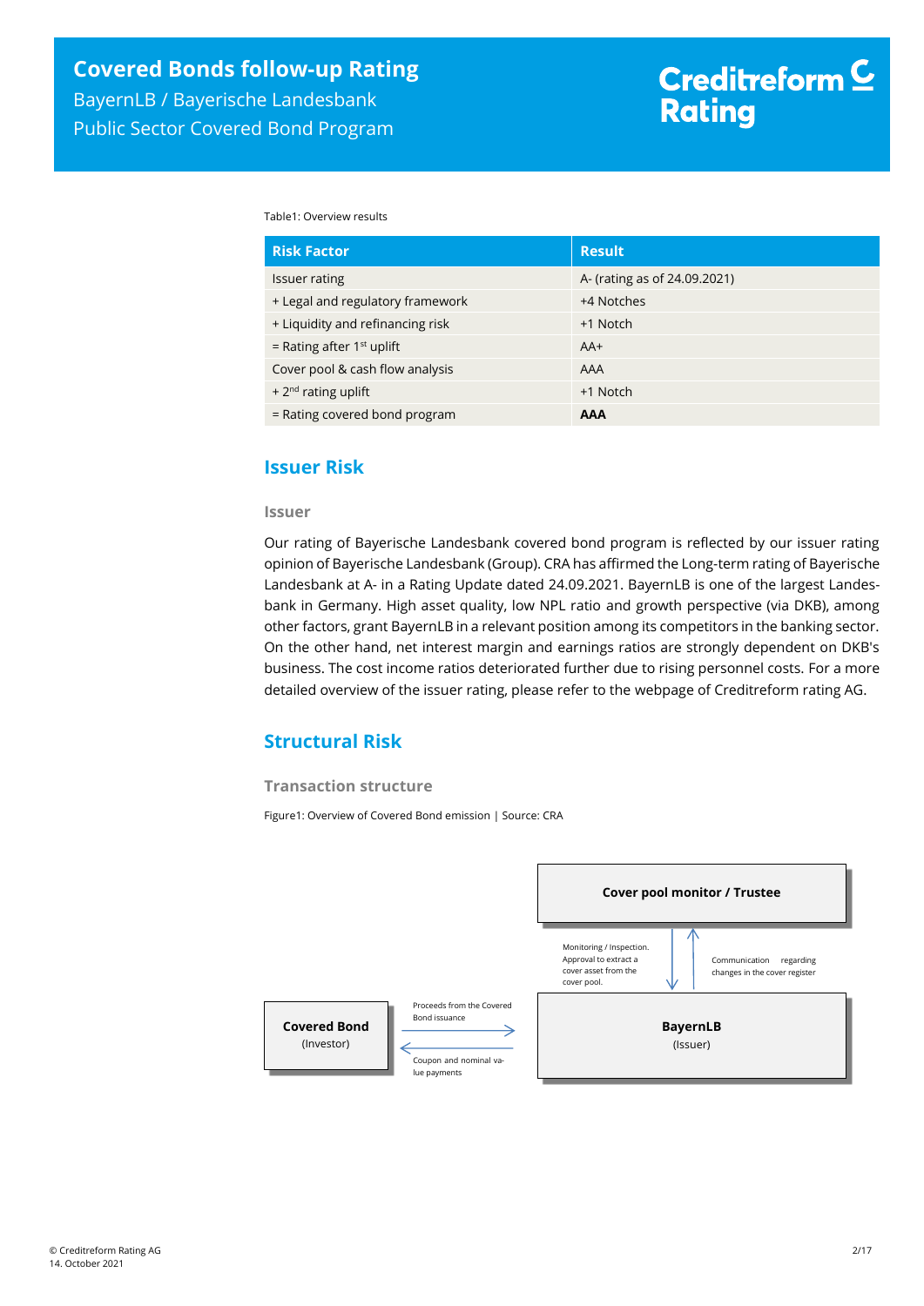Table1: Overview results

| Risk Factor | Result |
| --- | --- |
| Issuer rating | A- (rating as of 24.09.2021) |
| + Legal and regulatory framework | +4 Notches |
| + Liquidity and refinancing risk | +1 Notch |
| = Rating after 1st uplift | AA+ |
| Cover pool & cash flow analysis | AAA |
| + 2nd rating uplift | +1 Notch |
| = Rating covered bond program | **AAA** |

## Issuer Risk

### Issuer

Our rating of Bayerische Landesbank covered bond program is reflected by our issuer rating opinion of Bayerische Landesbank (Group). CRA has affirmed the Long-term rating of Bayerische Landesbank at A- in a Rating Update dated 24.09.2021. BayernLB is one of the largest Landesbank in Germany. High asset quality, low NPL ratio and growth perspective (via DKB), among other factors, grant BayernLB in a relevant position among its competitors in the banking sector. On the other hand, net interest margin and earnings ratios are strongly dependent on DKB's business. The cost income ratios deteriorated further due to rising personnel costs. For a more detailed overview of the issuer rating, please refer to the webpage of Creditreform rating AG.

## Structural Risk

### Transaction structure

Figure1: Overview of Covered Bond emission | Source: CRA

**Cover pool monitor / Trustee**

Monitoring / Inspection. Approval to extract a cover asset from the cover pool.

Communication regarding changes in the cover register

**Covered Bond** (Investor)

Proceeds from the Covered Bond issuance

Coupon and nominal value payments

**BayernLB** (Issuer)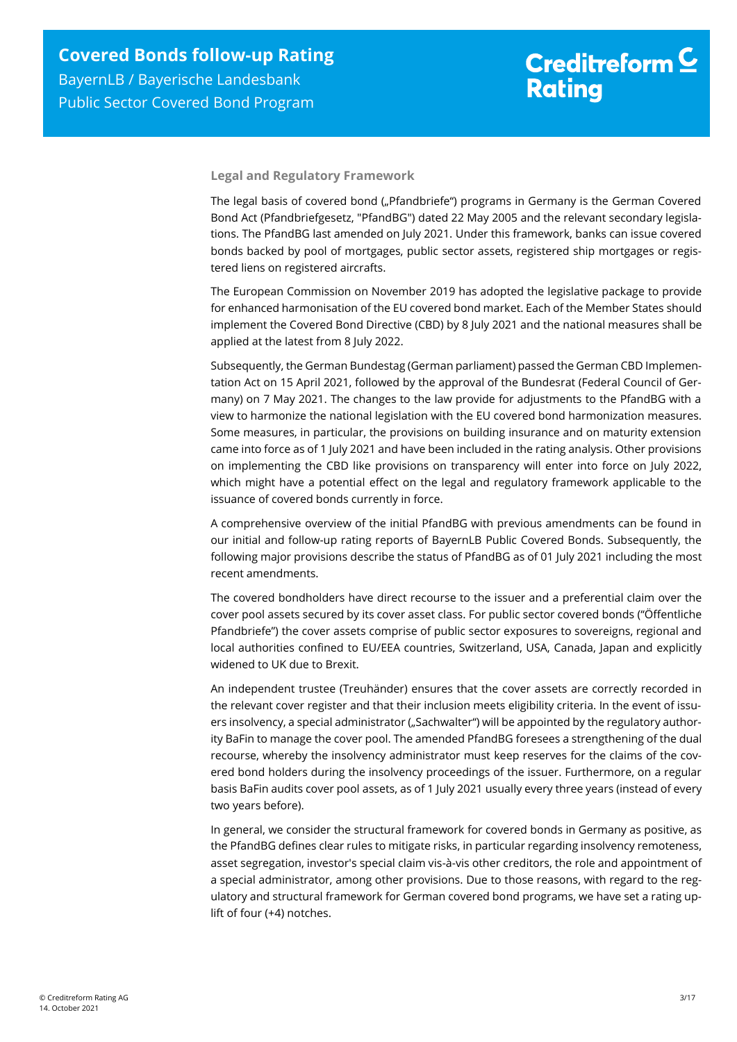## Legal and Regulatory Framework

The legal basis of covered bond („Pfandbriefe") programs in Germany is the German Covered Bond Act (Pfandbriefgesetz, "PfandBG") dated 22 May 2005 and the relevant secondary legislations. The PfandBG last amended on July 2021. Under this framework, banks can issue covered bonds backed by pool of mortgages, public sector assets, registered ship mortgages or registered liens on registered aircrafts.

The European Commission on November 2019 has adopted the legislative package to provide for enhanced harmonisation of the EU covered bond market. Each of the Member States should implement the Covered Bond Directive (CBD) by 8 July 2021 and the national measures shall be applied at the latest from 8 July 2022.

Subsequently, the German Bundestag (German parliament) passed the German CBD Implementation Act on 15 April 2021, followed by the approval of the Bundesrat (Federal Council of Germany) on 7 May 2021. The changes to the law provide for adjustments to the PfandBG with a view to harmonize the national legislation with the EU covered bond harmonization measures. Some measures, in particular, the provisions on building insurance and on maturity extension came into force as of 1 July 2021 and have been included in the rating analysis. Other provisions on implementing the CBD like provisions on transparency will enter into force on July 2022, which might have a potential effect on the legal and regulatory framework applicable to the issuance of covered bonds currently in force.

A comprehensive overview of the initial PfandBG with previous amendments can be found in our initial and follow-up rating reports of BayernLB Public Covered Bonds. Subsequently, the following major provisions describe the status of PfandBG as of 01 July 2021 including the most recent amendments.

The covered bondholders have direct recourse to the issuer and a preferential claim over the cover pool assets secured by its cover asset class. For public sector covered bonds ("Öffentliche Pfandbriefe") the cover assets comprise of public sector exposures to sovereigns, regional and local authorities confined to EU/EEA countries, Switzerland, USA, Canada, Japan and explicitly widened to UK due to Brexit.

An independent trustee (Treuhänder) ensures that the cover assets are correctly recorded in the relevant cover register and that their inclusion meets eligibility criteria. In the event of issuers insolvency, a special administrator („Sachwalter") will be appointed by the regulatory authority BaFin to manage the cover pool. The amended PfandBG foresees a strengthening of the dual recourse, whereby the insolvency administrator must keep reserves for the claims of the covered bond holders during the insolvency proceedings of the issuer. Furthermore, on a regular basis BaFin audits cover pool assets, as of 1 July 2021 usually every three years (instead of every two years before).

In general, we consider the structural framework for covered bonds in Germany as positive, as the PfandBG defines clear rules to mitigate risks, in particular regarding insolvency remoteness, asset segregation, investor's special claim vis-à-vis other creditors, the role and appointment of a special administrator, among other provisions. Due to those reasons, with regard to the regulatory and structural framework for German covered bond programs, we have set a rating uplift of four (+4) notches.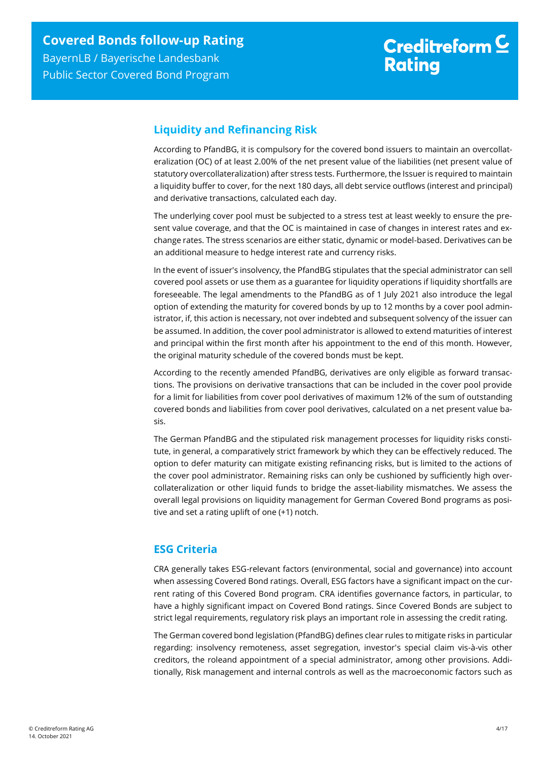## Liquidity and Refinancing Risk

According to PfandBG, it is compulsory for the covered bond issuers to maintain an overcollateralization (OC) of at least 2.00% of the net present value of the liabilities (net present value of statutory overcollateralization) after stress tests. Furthermore, the Issuer is required to maintain a liquidity buffer to cover, for the next 180 days, all debt service outflows (interest and principal) and derivative transactions, calculated each day.

The underlying cover pool must be subjected to a stress test at least weekly to ensure the present value coverage, and that the OC is maintained in case of changes in interest rates and exchange rates. The stress scenarios are either static, dynamic or model-based. Derivatives can be an additional measure to hedge interest rate and currency risks.

In the event of issuer's insolvency, the PfandBG stipulates that the special administrator can sell covered pool assets or use them as a guarantee for liquidity operations if liquidity shortfalls are foreseeable. The legal amendments to the PfandBG as of 1 July 2021 also introduce the legal option of extending the maturity for covered bonds by up to 12 months by a cover pool administrator, if, this action is necessary, not over indebted and subsequent solvency of the issuer can be assumed. In addition, the cover pool administrator is allowed to extend maturities of interest and principal within the first month after his appointment to the end of this month. However, the original maturity schedule of the covered bonds must be kept.

According to the recently amended PfandBG, derivatives are only eligible as forward transactions. The provisions on derivative transactions that can be included in the cover pool provide for a limit for liabilities from cover pool derivatives of maximum 12% of the sum of outstanding covered bonds and liabilities from cover pool derivatives, calculated on a net present value basis.

The German PfandBG and the stipulated risk management processes for liquidity risks constitute, in general, a comparatively strict framework by which they can be effectively reduced. The option to defer maturity can mitigate existing refinancing risks, but is limited to the actions of the cover pool administrator. Remaining risks can only be cushioned by sufficiently high overcollateralization or other liquid funds to bridge the asset-liability mismatches. We assess the overall legal provisions on liquidity management for German Covered Bond programs as positive and set a rating uplift of one (+1) notch.

## ESG Criteria

CRA generally takes ESG-relevant factors (environmental, social and governance) into account when assessing Covered Bond ratings. Overall, ESG factors have a significant impact on the current rating of this Covered Bond program. CRA identifies governance factors, in particular, to have a highly significant impact on Covered Bond ratings. Since Covered Bonds are subject to strict legal requirements, regulatory risk plays an important role in assessing the credit rating.

The German covered bond legislation (PfandBG) defines clear rules to mitigate risks in particular regarding: insolvency remoteness, asset segregation, investor's special claim vis-à-vis other creditors, the roleand appointment of a special administrator, among other provisions. Additionally, Risk management and internal controls as well as the macroeconomic factors such as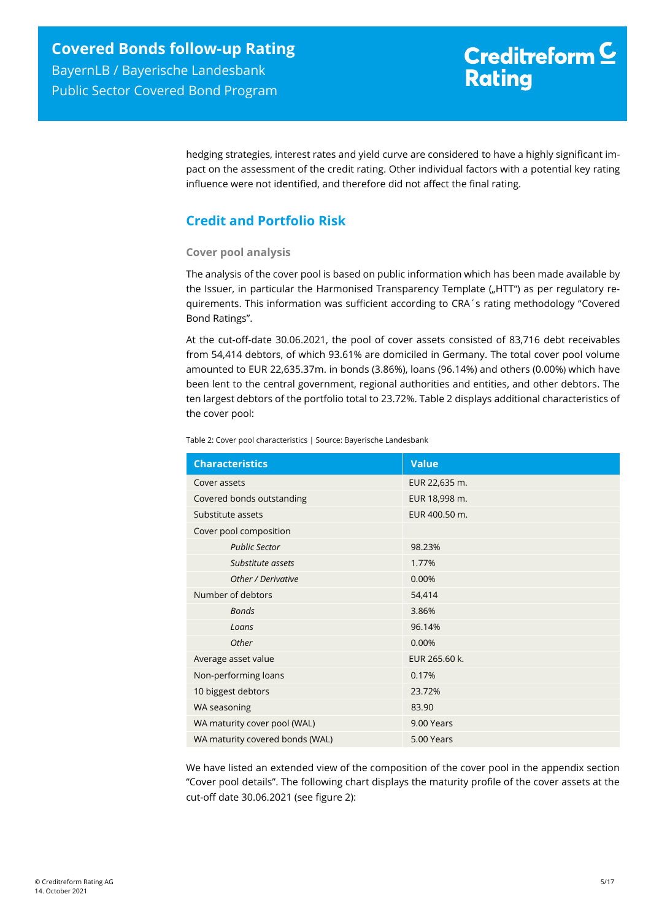hedging strategies, interest rates and yield curve are considered to have a highly significant impact on the assessment of the credit rating. Other individual factors with a potential key rating influence were not identified, and therefore did not affect the final rating.

## Credit and Portfolio Risk

### Cover pool analysis

The analysis of the cover pool is based on public information which has been made available by the Issuer, in particular the Harmonised Transparency Template („HTT") as per regulatory requirements. This information was sufficient according to CRA´s rating methodology "Covered Bond Ratings".

At the cut-off-date 30.06.2021, the pool of cover assets consisted of 83,716 debt receivables from 54,414 debtors, of which 93.61% are domiciled in Germany. The total cover pool volume amounted to EUR 22,635.37m. in bonds (3.86%), loans (96.14%) and others (0.00%) which have been lent to the central government, regional authorities and entities, and other debtors. The ten largest debtors of the portfolio total to 23.72%. Table 2 displays additional characteristics of the cover pool:

Table 2: Cover pool characteristics | Source: Bayerische Landesbank

| Characteristics | Value |
|---|---|
| Cover assets | EUR 22,635 m. |
| Covered bonds outstanding | EUR 18,998 m. |
| Substitute assets | EUR 400.50 m. |
| Cover pool composition | |
| *Public Sector* | 98.23% |
| *Substitute assets* | 1.77% |
| *Other / Derivative* | 0.00% |
| Number of debtors | 54,414 |
| *Bonds* | 3.86% |
| *Loans* | 96.14% |
| *Other* | 0.00% |
| Average asset value | EUR 265.60 k. |
| Non-performing loans | 0.17% |
| 10 biggest debtors | 23.72% |
| WA seasoning | 83.90 |
| WA maturity cover pool (WAL) | 9.00 Years |
| WA maturity covered bonds (WAL) | 5.00 Years |

We have listed an extended view of the composition of the cover pool in the appendix section "Cover pool details". The following chart displays the maturity profile of the cover assets at the cut-off date 30.06.2021 (see figure 2):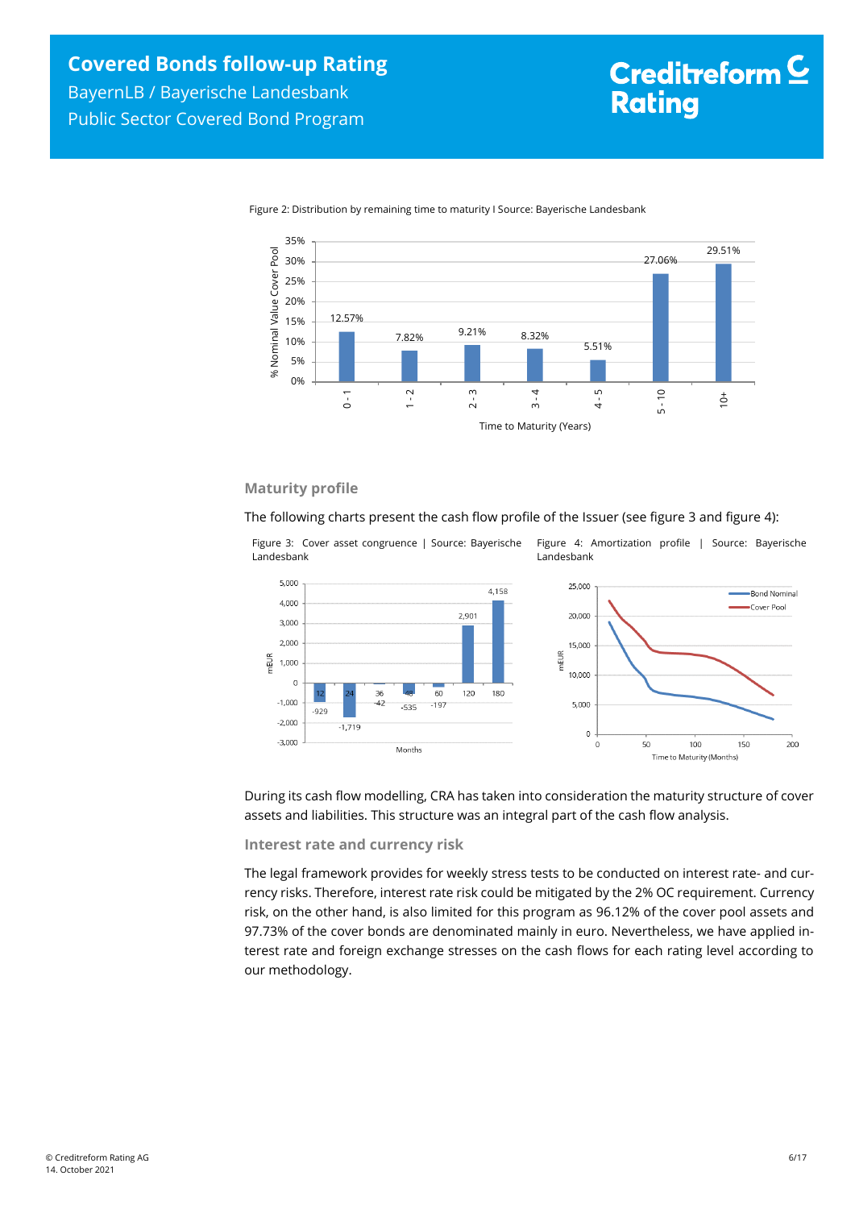Figure 2: Distribution by remaining time to maturity I Source: Bayerische Landesbank

| Time to Maturity (Years) | % Nominal Value Cover Pool |
|---|---|
| 0 - 1 | 12.57% |
| 1 - 2 | 7.82% |
| 2 - 3 | 9.21% |
| 3 - 4 | 8.32% |
| 4 - 5 | 5.51% |
| 5 - 10 | 27.06% |
| 10+ | 29.51% |

## Maturity profile

The following charts present the cash flow profile of the Issuer (see figure 3 and figure 4):

Figure 3: Cover asset congruence | Source: Bayerische Landesbank

| Months | mEUR |
|---|---|
| 12 | -929 |
| 24 | -1,719 |
| 36 | -42 |
| 48 | -535 |
| 60 | -197 |
| 120 | 2,901 |
| 180 | 4,158 |

Figure 4: Amortization profile | Source: Bayerische Landesbank

During its cash flow modelling, CRA has taken into consideration the maturity structure of cover assets and liabilities. This structure was an integral part of the cash flow analysis.

## Interest rate and currency risk

The legal framework provides for weekly stress tests to be conducted on interest rate- and currency risks. Therefore, interest rate risk could be mitigated by the 2% OC requirement. Currency risk, on the other hand, is also limited for this program as 96.12% of the cover pool assets and 97.73% of the cover bonds are denominated mainly in euro. Nevertheless, we have applied interest rate and foreign exchange stresses on the cash flows for each rating level according to our methodology.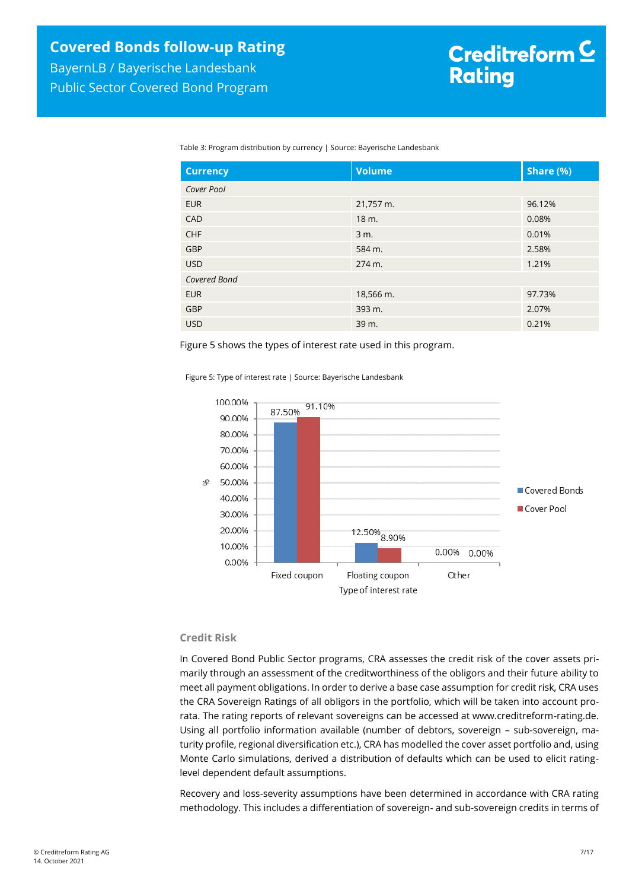Table 3: Program distribution by currency | Source: Bayerische Landesbank

| Currency | Volume | Share (%) |
|---|---|---|
| *Cover Pool* | | |
| EUR | 21,757 m. | 96.12% |
| CAD | 18 m. | 0.08% |
| CHF | 3 m. | 0.01% |
| GBP | 584 m. | 2.58% |
| USD | 274 m. | 1.21% |
| *Covered Bond* | | |
| EUR | 18,566 m. | 97.73% |
| GBP | 393 m. | 2.07% |
| USD | 39 m. | 0.21% |

Figure 5 shows the types of interest rate used in this program.

Figure 5: Type of interest rate | Source: Bayerische Landesbank

| Type of interest rate | Covered Bonds | Cover Pool |
|---|---|---|
| Fixed coupon | 87.50% | 91.10% |
| Floating coupon | 12.50% | 8.90% |
| Other | 0.00% | 0.00% |

### Credit Risk

In Covered Bond Public Sector programs, CRA assesses the credit risk of the cover assets primarily through an assessment of the creditworthiness of the obligors and their future ability to meet all payment obligations. In order to derive a base case assumption for credit risk, CRA uses the CRA Sovereign Ratings of all obligors in the portfolio, which will be taken into account pro-rata. The rating reports of relevant sovereigns can be accessed at www.creditreform-rating.de. Using all portfolio information available (number of debtors, sovereign – sub-sovereign, maturity profile, regional diversification etc.), CRA has modelled the cover asset portfolio and, using Monte Carlo simulations, derived a distribution of defaults which can be used to elicit rating-level dependent default assumptions.

Recovery and loss-severity assumptions have been determined in accordance with CRA rating methodology. This includes a differentiation of sovereign- and sub-sovereign credits in terms of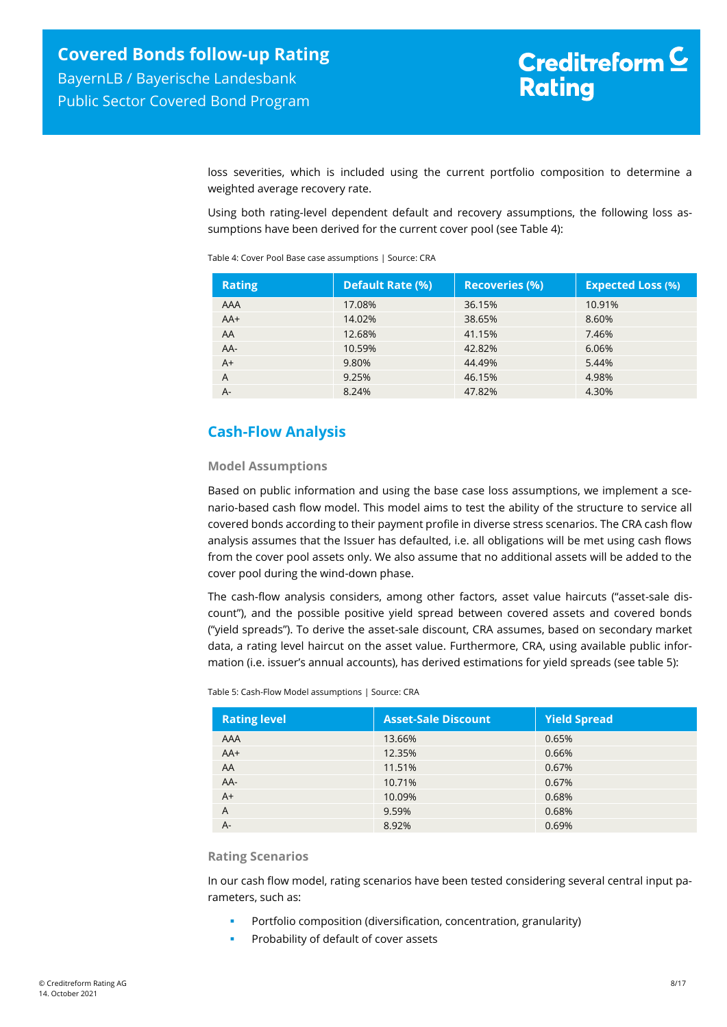loss severities, which is included using the current portfolio composition to determine a weighted average recovery rate.

Using both rating-level dependent default and recovery assumptions, the following loss assumptions have been derived for the current cover pool (see Table 4):

Table 4: Cover Pool Base case assumptions | Source: CRA

| Rating | Default Rate (%) | Recoveries (%) | Expected Loss (%) |
|---|---|---|---|
| AAA | 17.08% | 36.15% | 10.91% |
| AA+ | 14.02% | 38.65% | 8.60% |
| AA | 12.68% | 41.15% | 7.46% |
| AA- | 10.59% | 42.82% | 6.06% |
| A+ | 9.80% | 44.49% | 5.44% |
| A | 9.25% | 46.15% | 4.98% |
| A- | 8.24% | 47.82% | 4.30% |

## Cash-Flow Analysis

### Model Assumptions

Based on public information and using the base case loss assumptions, we implement a scenario-based cash flow model. This model aims to test the ability of the structure to service all covered bonds according to their payment profile in diverse stress scenarios. The CRA cash flow analysis assumes that the Issuer has defaulted, i.e. all obligations will be met using cash flows from the cover pool assets only. We also assume that no additional assets will be added to the cover pool during the wind-down phase.

The cash-flow analysis considers, among other factors, asset value haircuts ("asset-sale discount"), and the possible positive yield spread between covered assets and covered bonds ("yield spreads"). To derive the asset-sale discount, CRA assumes, based on secondary market data, a rating level haircut on the asset value. Furthermore, CRA, using available public information (i.e. issuer's annual accounts), has derived estimations for yield spreads (see table 5):

Table 5: Cash-Flow Model assumptions | Source: CRA

| Rating level | Asset-Sale Discount | Yield Spread |
|---|---|---|
| AAA | 13.66% | 0.65% |
| AA+ | 12.35% | 0.66% |
| AA | 11.51% | 0.67% |
| AA- | 10.71% | 0.67% |
| A+ | 10.09% | 0.68% |
| A | 9.59% | 0.68% |
| A- | 8.92% | 0.69% |

### Rating Scenarios

In our cash flow model, rating scenarios have been tested considering several central input parameters, such as:

- Portfolio composition (diversification, concentration, granularity)
- Probability of default of cover assets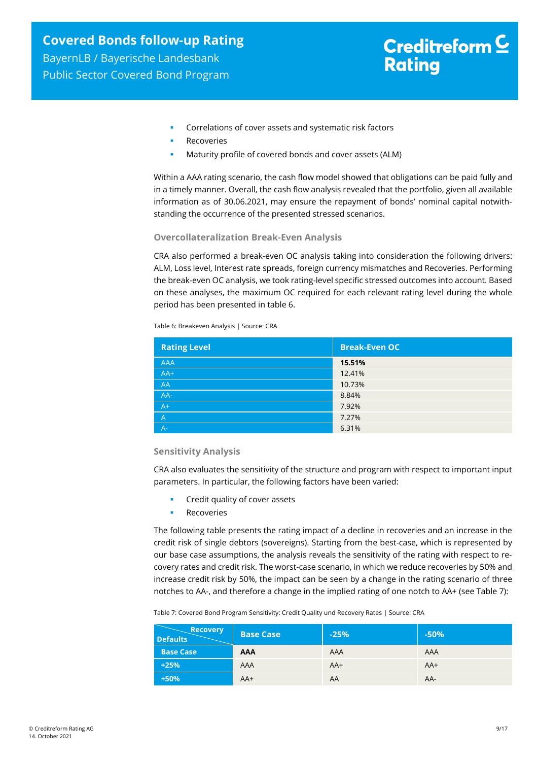- Correlations of cover assets and systematic risk factors
- Recoveries
- Maturity profile of covered bonds and cover assets (ALM)

Within a AAA rating scenario, the cash flow model showed that obligations can be paid fully and in a timely manner. Overall, the cash flow analysis revealed that the portfolio, given all available information as of 30.06.2021, may ensure the repayment of bonds' nominal capital notwithstanding the occurrence of the presented stressed scenarios.

### Overcollateralization Break-Even Analysis

CRA also performed a break-even OC analysis taking into consideration the following drivers: ALM, Loss level, Interest rate spreads, foreign currency mismatches and Recoveries. Performing the break-even OC analysis, we took rating-level specific stressed outcomes into account. Based on these analyses, the maximum OC required for each relevant rating level during the whole period has been presented in table 6.

Table 6: Breakeven Analysis | Source: CRA

| Rating Level | Break-Even OC |
|---|---|
| AAA | **15.51%** |
| AA+ | 12.41% |
| AA | 10.73% |
| AA- | 8.84% |
| A+ | 7.92% |
| A | 7.27% |
| A- | 6.31% |

### Sensitivity Analysis

CRA also evaluates the sensitivity of the structure and program with respect to important input parameters. In particular, the following factors have been varied:

- Credit quality of cover assets
- Recoveries

The following table presents the rating impact of a decline in recoveries and an increase in the credit risk of single debtors (sovereigns). Starting from the best-case, which is represented by our base case assumptions, the analysis reveals the sensitivity of the rating with respect to recovery rates and credit risk. The worst-case scenario, in which we reduce recoveries by 50% and increase credit risk by 50%, the impact can be seen by a change in the rating scenario of three notches to AA-, and therefore a change in the implied rating of one notch to AA+ (see Table 7):

Table 7: Covered Bond Program Sensitivity: Credit Quality und Recovery Rates | Source: CRA

| Defaults \ Recovery | Base Case | -25% | -50% |
|---|---|---|---|
| **Base Case** | **AAA** | AAA | AAA |
| **+25%** | AAA | AA+ | AA+ |
| **+50%** | AA+ | AA | AA- |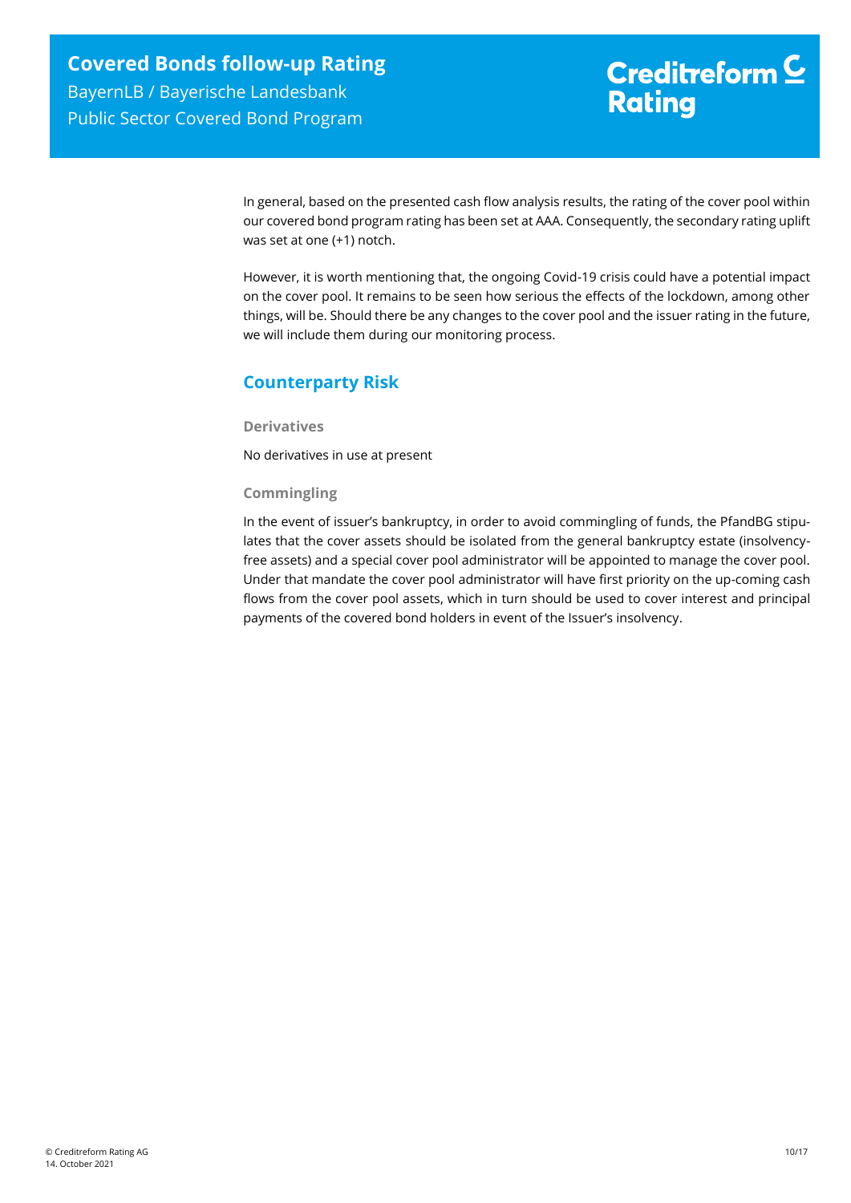In general, based on the presented cash flow analysis results, the rating of the cover pool within our covered bond program rating has been set at AAA. Consequently, the secondary rating uplift was set at one (+1) notch.

However, it is worth mentioning that, the ongoing Covid-19 crisis could have a potential impact on the cover pool. It remains to be seen how serious the effects of the lockdown, among other things, will be. Should there be any changes to the cover pool and the issuer rating in the future, we will include them during our monitoring process.

## Counterparty Risk

### Derivatives

No derivatives in use at present

### Commingling

In the event of issuer's bankruptcy, in order to avoid commingling of funds, the PfandBG stipulates that the cover assets should be isolated from the general bankruptcy estate (insolvency-free assets) and a special cover pool administrator will be appointed to manage the cover pool. Under that mandate the cover pool administrator will have first priority on the up-coming cash flows from the cover pool assets, which in turn should be used to cover interest and principal payments of the covered bond holders in event of the Issuer's insolvency.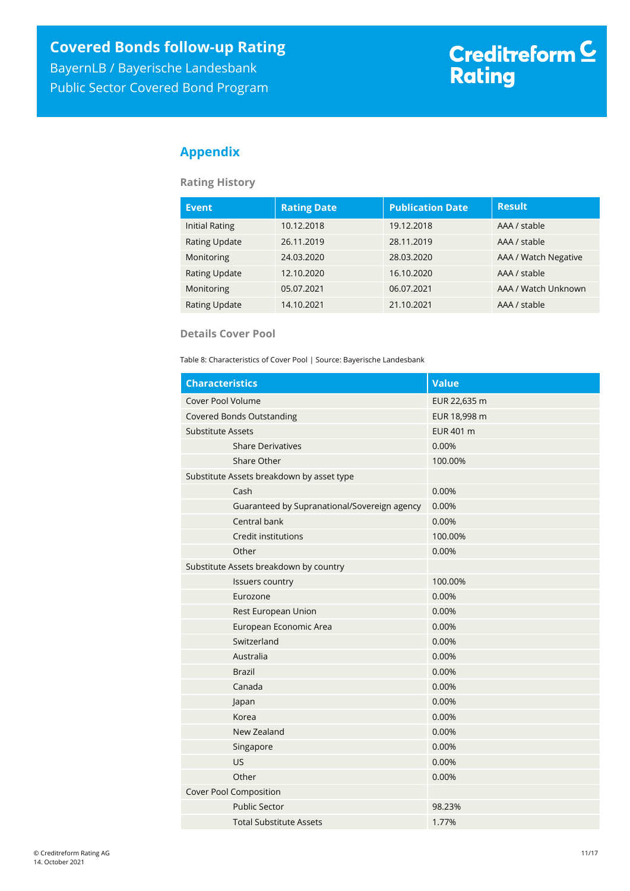## Appendix

### Rating History

| Event | Rating Date | Publication Date | Result |
|---|---|---|---|
| Initial Rating | 10.12.2018 | 19.12.2018 | AAA / stable |
| Rating Update | 26.11.2019 | 28.11.2019 | AAA / stable |
| Monitoring | 24.03.2020 | 28.03.2020 | AAA / Watch Negative |
| Rating Update | 12.10.2020 | 16.10.2020 | AAA / stable |
| Monitoring | 05.07.2021 | 06.07.2021 | AAA / Watch Unknown |
| Rating Update | 14.10.2021 | 21.10.2021 | AAA / stable |

### Details Cover Pool

Table 8: Characteristics of Cover Pool | Source: Bayerische Landesbank

| Characteristics | Value |
|---|---|
| Cover Pool Volume | EUR 22,635 m |
| Covered Bonds Outstanding | EUR 18,998 m |
| Substitute Assets | EUR 401 m |
| Share Derivatives | 0.00% |
| Share Other | 100.00% |
| Substitute Assets breakdown by asset type | |
| Cash | 0.00% |
| Guaranteed by Supranational/Sovereign agency | 0.00% |
| Central bank | 0.00% |
| Credit institutions | 100.00% |
| Other | 0.00% |
| Substitute Assets breakdown by country | |
| Issuers country | 100.00% |
| Eurozone | 0.00% |
| Rest European Union | 0.00% |
| European Economic Area | 0.00% |
| Switzerland | 0.00% |
| Australia | 0.00% |
| Brazil | 0.00% |
| Canada | 0.00% |
| Japan | 0.00% |
| Korea | 0.00% |
| New Zealand | 0.00% |
| Singapore | 0.00% |
| US | 0.00% |
| Other | 0.00% |
| Cover Pool Composition | |
| Public Sector | 98.23% |
| Total Substitute Assets | 1.77% |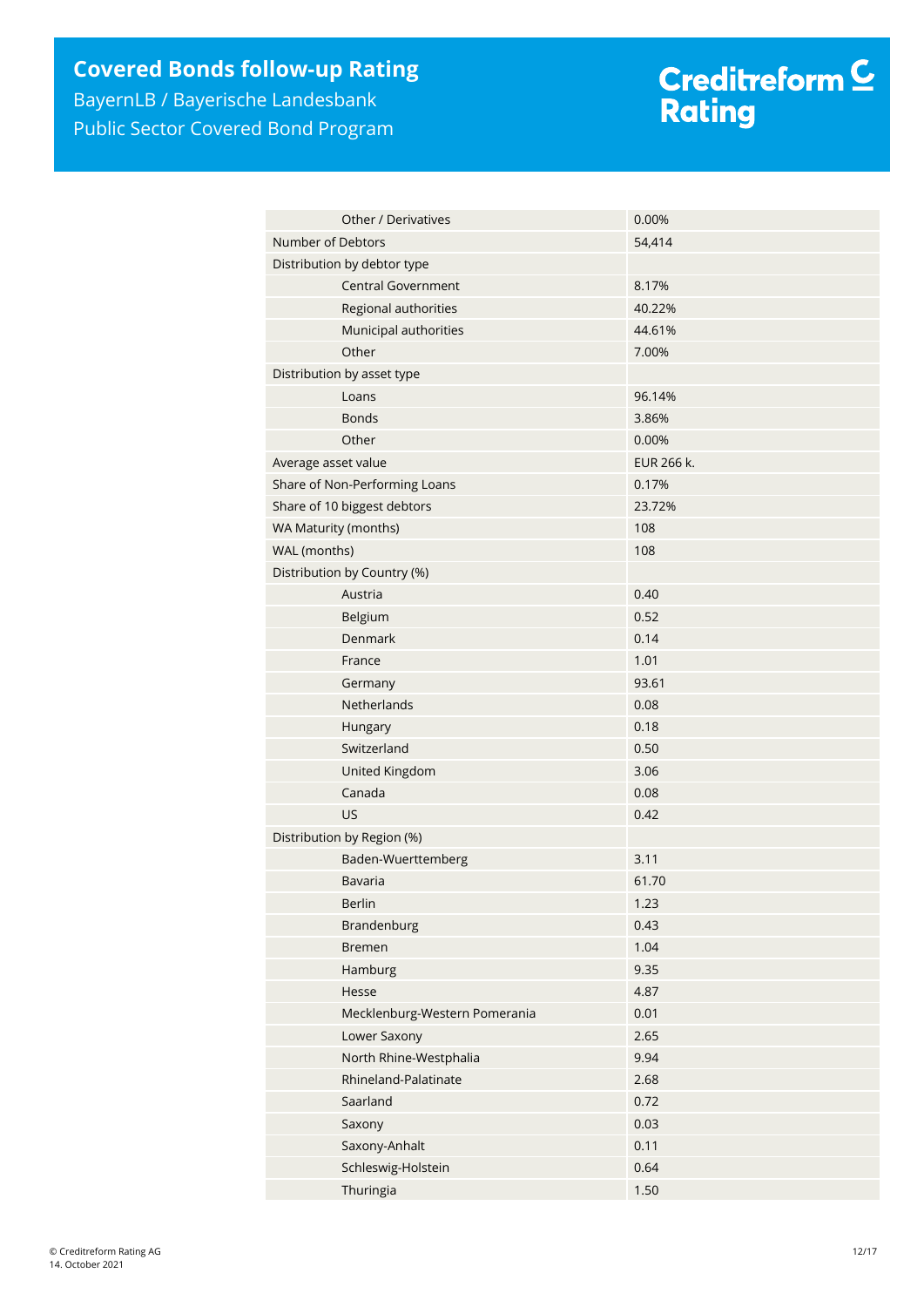| | |
|---|---|
| Other / Derivatives | 0.00% |
| Number of Debtors | 54,414 |
| Distribution by debtor type | |
| Central Government | 8.17% |
| Regional authorities | 40.22% |
| Municipal authorities | 44.61% |
| Other | 7.00% |
| Distribution by asset type | |
| Loans | 96.14% |
| Bonds | 3.86% |
| Other | 0.00% |
| Average asset value | EUR 266 k. |
| Share of Non-Performing Loans | 0.17% |
| Share of 10 biggest debtors | 23.72% |
| WA Maturity (months) | 108 |
| WAL (months) | 108 |
| Distribution by Country (%) | |
| Austria | 0.40 |
| Belgium | 0.52 |
| Denmark | 0.14 |
| France | 1.01 |
| Germany | 93.61 |
| Netherlands | 0.08 |
| Hungary | 0.18 |
| Switzerland | 0.50 |
| United Kingdom | 3.06 |
| Canada | 0.08 |
| US | 0.42 |
| Distribution by Region (%) | |
| Baden-Wuerttemberg | 3.11 |
| Bavaria | 61.70 |
| Berlin | 1.23 |
| Brandenburg | 0.43 |
| Bremen | 1.04 |
| Hamburg | 9.35 |
| Hesse | 4.87 |
| Mecklenburg-Western Pomerania | 0.01 |
| Lower Saxony | 2.65 |
| North Rhine-Westphalia | 9.94 |
| Rhineland-Palatinate | 2.68 |
| Saarland | 0.72 |
| Saxony | 0.03 |
| Saxony-Anhalt | 0.11 |
| Schleswig-Holstein | 0.64 |
| Thuringia | 1.50 |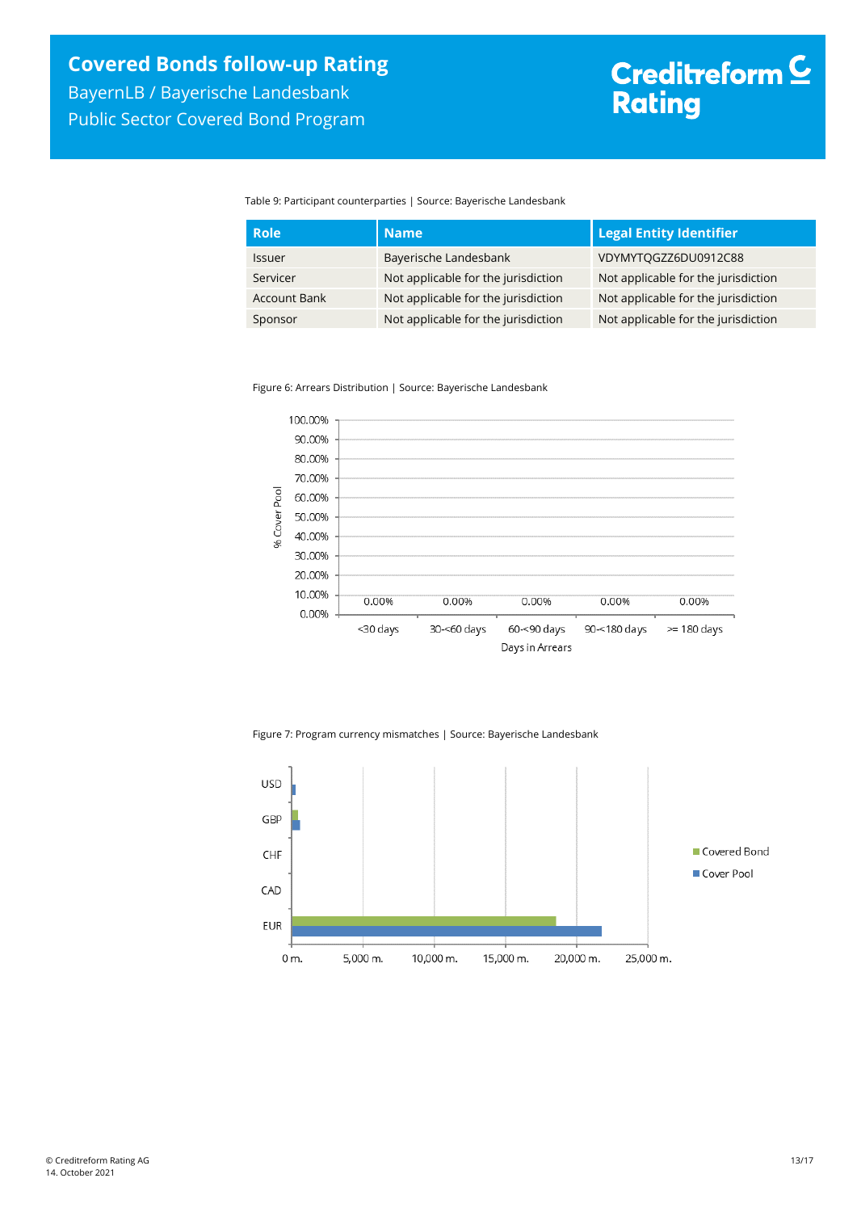Table 9: Participant counterparties | Source: Bayerische Landesbank

| Role | Name | Legal Entity Identifier |
| --- | --- | --- |
| Issuer | Bayerische Landesbank | VDYMYTQGZZ6DU0912C88 |
| Servicer | Not applicable for the jurisdiction | Not applicable for the jurisdiction |
| Account Bank | Not applicable for the jurisdiction | Not applicable for the jurisdiction |
| Sponsor | Not applicable for the jurisdiction | Not applicable for the jurisdiction |

Figure 6: Arrears Distribution | Source: Bayerische Landesbank

| Days in Arrears | % Cover Pool |
| --- | --- |
| <30 days | 0.00% |
| 30-<60 days | 0.00% |
| 60-<90 days | 0.00% |
| 90-<180 days | 0.00% |
| >= 180 days | 0.00% |

Figure 7: Program currency mismatches | Source: Bayerische Landesbank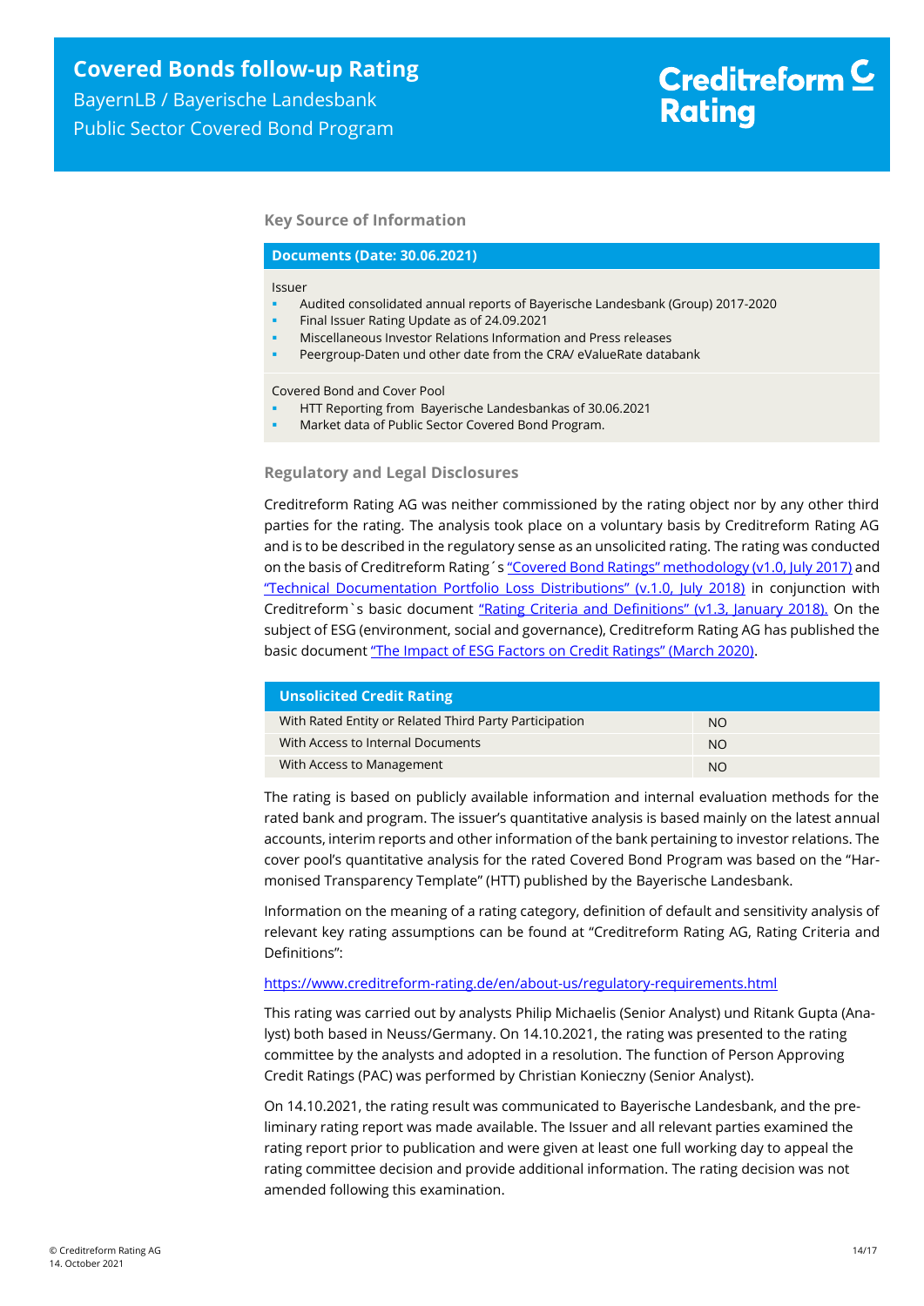## Key Source of Information

| Documents (Date: 30.06.2021) |
|---|
| Issuer<br>▪ Audited consolidated annual reports of Bayerische Landesbank (Group) 2017-2020<br>▪ Final Issuer Rating Update as of 24.09.2021<br>▪ Miscellaneous Investor Relations Information and Press releases<br>▪ Peergroup-Daten und other date from the CRA/ eValueRate databank |
| Covered Bond and Cover Pool<br>▪ HTT Reporting from Bayerische Landesbankas of 30.06.2021<br>▪ Market data of Public Sector Covered Bond Program. |

## Regulatory and Legal Disclosures

Creditreform Rating AG was neither commissioned by the rating object nor by any other third parties for the rating. The analysis took place on a voluntary basis by Creditreform Rating AG and is to be described in the regulatory sense as an unsolicited rating. The rating was conducted on the basis of Creditreform Rating´s "Covered Bond Ratings" methodology (v1.0, July 2017) and "Technical Documentation Portfolio Loss Distributions" (v.1.0, July 2018) in conjunction with Creditreform`s basic document "Rating Criteria and Definitions" (v1.3, January 2018). On the subject of ESG (environment, social and governance), Creditreform Rating AG has published the basic document "The Impact of ESG Factors on Credit Ratings" (March 2020).

| Unsolicited Credit Rating | |
|---|---|
| With Rated Entity or Related Third Party Participation | NO |
| With Access to Internal Documents | NO |
| With Access to Management | NO |

The rating is based on publicly available information and internal evaluation methods for the rated bank and program. The issuer's quantitative analysis is based mainly on the latest annual accounts, interim reports and other information of the bank pertaining to investor relations. The cover pool's quantitative analysis for the rated Covered Bond Program was based on the "Harmonised Transparency Template" (HTT) published by the Bayerische Landesbank.

Information on the meaning of a rating category, definition of default and sensitivity analysis of relevant key rating assumptions can be found at "Creditreform Rating AG, Rating Criteria and Definitions":

https://www.creditreform-rating.de/en/about-us/regulatory-requirements.html

This rating was carried out by analysts Philip Michaelis (Senior Analyst) und Ritank Gupta (Analyst) both based in Neuss/Germany. On 14.10.2021, the rating was presented to the rating committee by the analysts and adopted in a resolution. The function of Person Approving Credit Ratings (PAC) was performed by Christian Konieczny (Senior Analyst).

On 14.10.2021, the rating result was communicated to Bayerische Landesbank, and the preliminary rating report was made available. The Issuer and all relevant parties examined the rating report prior to publication and were given at least one full working day to appeal the rating committee decision and provide additional information. The rating decision was not amended following this examination.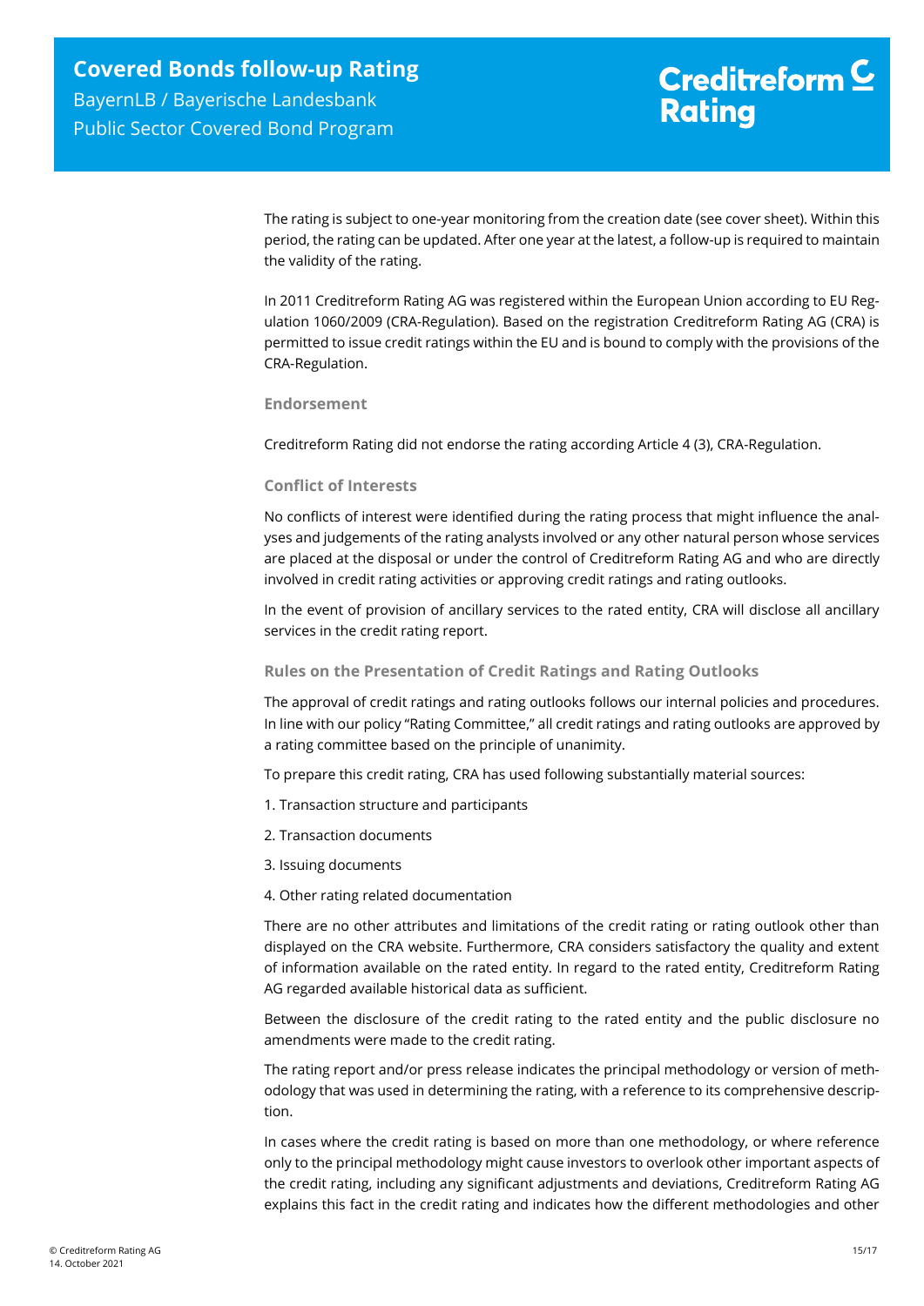The rating is subject to one-year monitoring from the creation date (see cover sheet). Within this period, the rating can be updated. After one year at the latest, a follow-up is required to maintain the validity of the rating.

In 2011 Creditreform Rating AG was registered within the European Union according to EU Regulation 1060/2009 (CRA-Regulation). Based on the registration Creditreform Rating AG (CRA) is permitted to issue credit ratings within the EU and is bound to comply with the provisions of the CRA-Regulation.

### Endorsement

Creditreform Rating did not endorse the rating according Article 4 (3), CRA-Regulation.

### Conflict of Interests

No conflicts of interest were identified during the rating process that might influence the analyses and judgements of the rating analysts involved or any other natural person whose services are placed at the disposal or under the control of Creditreform Rating AG and who are directly involved in credit rating activities or approving credit ratings and rating outlooks.

In the event of provision of ancillary services to the rated entity, CRA will disclose all ancillary services in the credit rating report.

### Rules on the Presentation of Credit Ratings and Rating Outlooks

The approval of credit ratings and rating outlooks follows our internal policies and procedures. In line with our policy "Rating Committee," all credit ratings and rating outlooks are approved by a rating committee based on the principle of unanimity.

To prepare this credit rating, CRA has used following substantially material sources:

1. Transaction structure and participants
2. Transaction documents
3. Issuing documents
4. Other rating related documentation

There are no other attributes and limitations of the credit rating or rating outlook other than displayed on the CRA website. Furthermore, CRA considers satisfactory the quality and extent of information available on the rated entity. In regard to the rated entity, Creditreform Rating AG regarded available historical data as sufficient.

Between the disclosure of the credit rating to the rated entity and the public disclosure no amendments were made to the credit rating.

The rating report and/or press release indicates the principal methodology or version of methodology that was used in determining the rating, with a reference to its comprehensive description.

In cases where the credit rating is based on more than one methodology, or where reference only to the principal methodology might cause investors to overlook other important aspects of the credit rating, including any significant adjustments and deviations, Creditreform Rating AG explains this fact in the credit rating and indicates how the different methodologies and other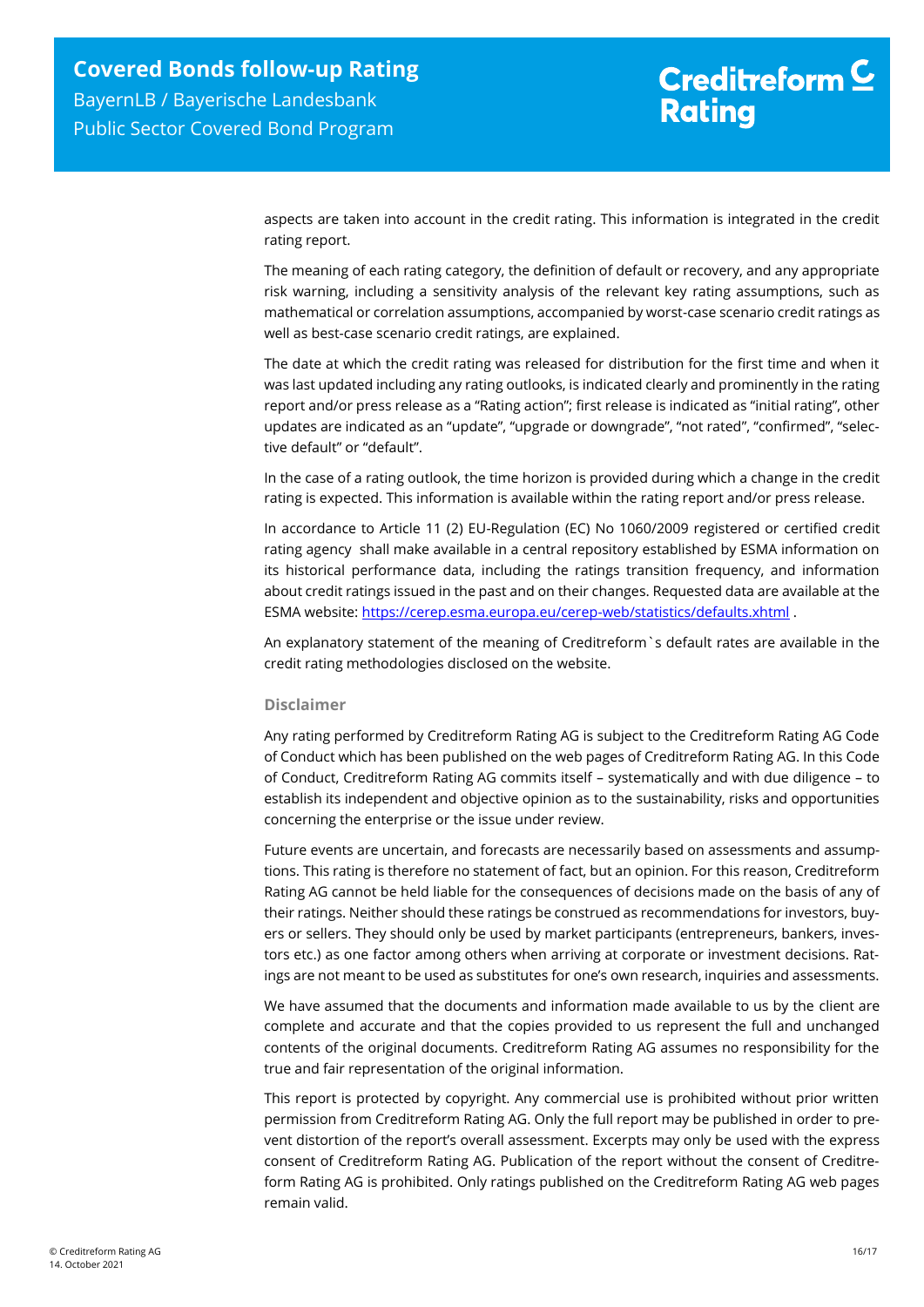aspects are taken into account in the credit rating. This information is integrated in the credit rating report.

The meaning of each rating category, the definition of default or recovery, and any appropriate risk warning, including a sensitivity analysis of the relevant key rating assumptions, such as mathematical or correlation assumptions, accompanied by worst-case scenario credit ratings as well as best-case scenario credit ratings, are explained.

The date at which the credit rating was released for distribution for the first time and when it was last updated including any rating outlooks, is indicated clearly and prominently in the rating report and/or press release as a "Rating action"; first release is indicated as "initial rating", other updates are indicated as an "update", "upgrade or downgrade", "not rated", "confirmed", "selective default" or "default".

In the case of a rating outlook, the time horizon is provided during which a change in the credit rating is expected. This information is available within the rating report and/or press release.

In accordance to Article 11 (2) EU-Regulation (EC) No 1060/2009 registered or certified credit rating agency shall make available in a central repository established by ESMA information on its historical performance data, including the ratings transition frequency, and information about credit ratings issued in the past and on their changes. Requested data are available at the ESMA website: https://cerep.esma.europa.eu/cerep-web/statistics/defaults.xhtml .

An explanatory statement of the meaning of Creditreform`s default rates are available in the credit rating methodologies disclosed on the website.

### Disclaimer

Any rating performed by Creditreform Rating AG is subject to the Creditreform Rating AG Code of Conduct which has been published on the web pages of Creditreform Rating AG. In this Code of Conduct, Creditreform Rating AG commits itself – systematically and with due diligence – to establish its independent and objective opinion as to the sustainability, risks and opportunities concerning the enterprise or the issue under review.

Future events are uncertain, and forecasts are necessarily based on assessments and assumptions. This rating is therefore no statement of fact, but an opinion. For this reason, Creditreform Rating AG cannot be held liable for the consequences of decisions made on the basis of any of their ratings. Neither should these ratings be construed as recommendations for investors, buyers or sellers. They should only be used by market participants (entrepreneurs, bankers, investors etc.) as one factor among others when arriving at corporate or investment decisions. Ratings are not meant to be used as substitutes for one's own research, inquiries and assessments.

We have assumed that the documents and information made available to us by the client are complete and accurate and that the copies provided to us represent the full and unchanged contents of the original documents. Creditreform Rating AG assumes no responsibility for the true and fair representation of the original information.

This report is protected by copyright. Any commercial use is prohibited without prior written permission from Creditreform Rating AG. Only the full report may be published in order to prevent distortion of the report's overall assessment. Excerpts may only be used with the express consent of Creditreform Rating AG. Publication of the report without the consent of Creditreform Rating AG is prohibited. Only ratings published on the Creditreform Rating AG web pages remain valid.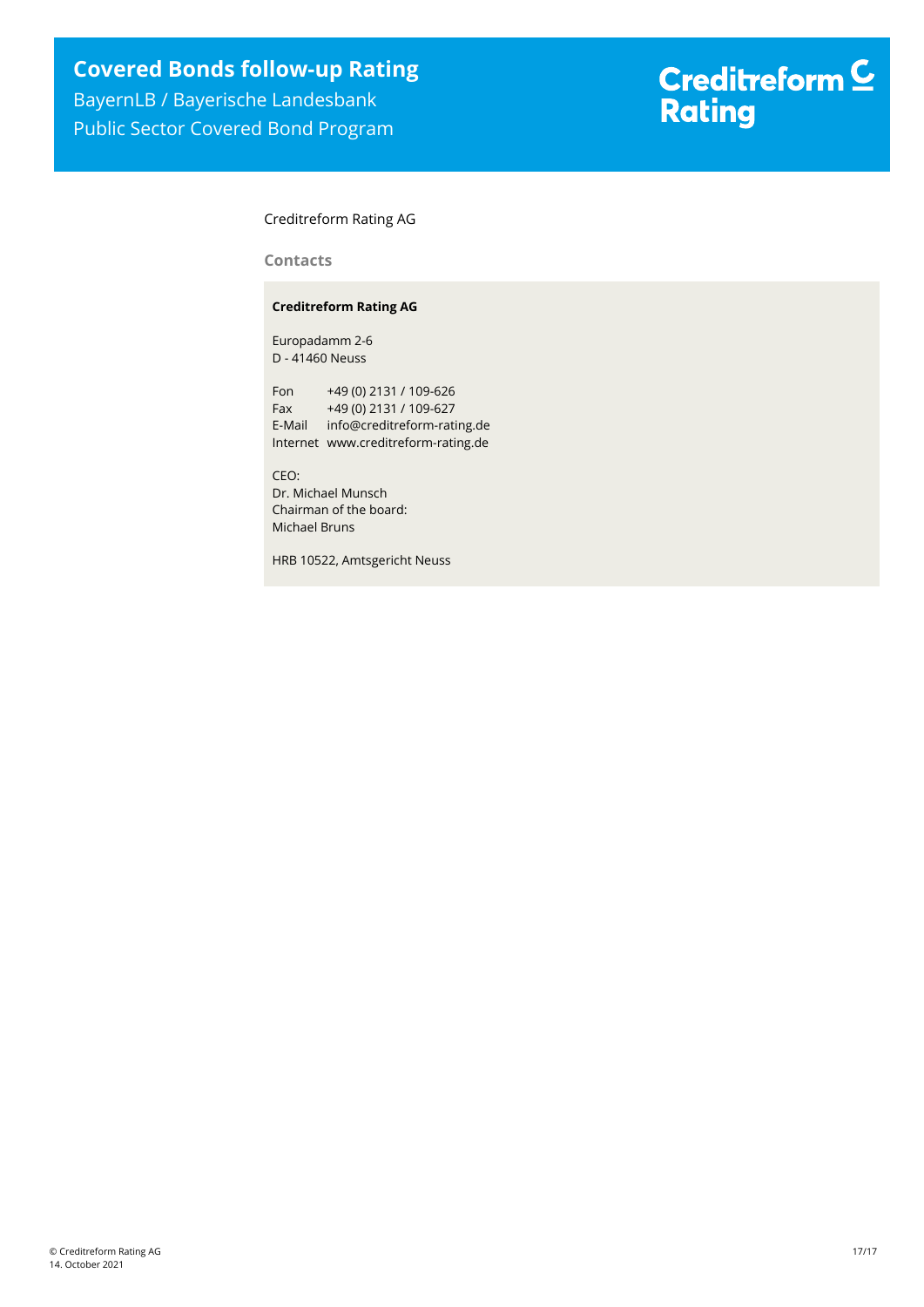Creditreform Rating AG

## Contacts

**Creditreform Rating AG**

Europadamm 2-6
D - 41460 Neuss

Fon +49 (0) 2131 / 109-626
Fax +49 (0) 2131 / 109-627
E-Mail info@creditreform-rating.de
Internet www.creditreform-rating.de

CEO:
Dr. Michael Munsch
Chairman of the board:
Michael Bruns

HRB 10522, Amtsgericht Neuss